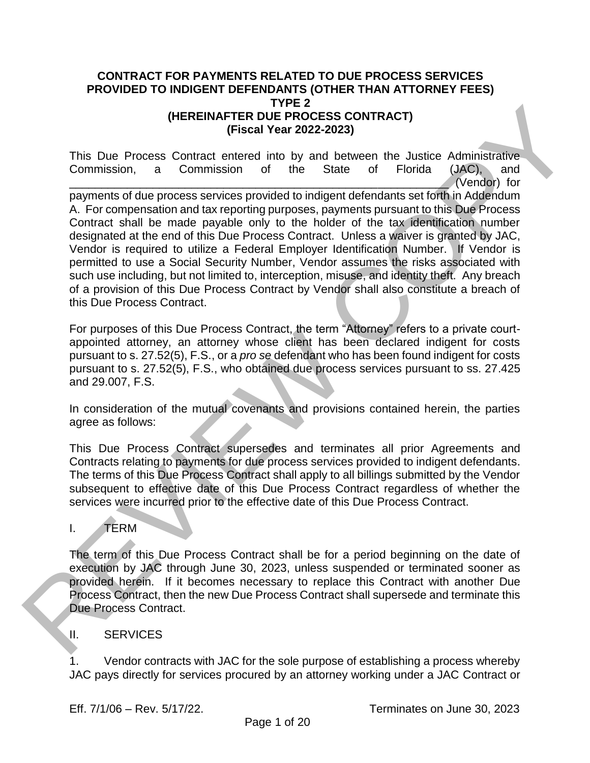**CONTRACT FOR PAYMENTS RELATED TO DUE PROCESS SERVICES PROVIDED TO INDIGENT DEFENDANTS (OTHER THAN ATTORNEY FEES) TYPE 2 (HEREINAFTER DUE PROCESS CONTRACT) (Fiscal Year 2022-2023)**

This Due Process Contract entered into by and between the Justice Administrative Commission, a Commission of the State of Florida (JAC), and ______________________________________________________________ (Vendor) for payments of due process services provided to indigent defendants set forth in Addendum A. For compensation and tax reporting purposes, payments pursuant to this Due Process Contract shall be made payable only to the holder of the tax identification number designated at the end of this Due Process Contract. Unless a waiver is granted by JAC, Vendor is required to utilize a Federal Employer Identification Number. If Vendor is permitted to use a Social Security Number, Vendor assumes the risks associated with such use including, but not limited to, interception, misuse, and identity theft. Any breach of a provision of this Due Process Contract by Vendor shall also constitute a breach of this Due Process Contract.

For purposes of this Due Process Contract, the term "Attorney" refers to a private court-appointed attorney, an attorney whose client has been declared indigent for costs pursuant to s. 27.52(5), F.S., or a *pro se* defendant who has been found indigent for costs pursuant to s. 27.52(5), F.S., who obtained due process services pursuant to ss. 27.425 and 29.007, F.S.

In consideration of the mutual covenants and provisions contained herein, the parties agree as follows:

This Due Process Contract supersedes and terminates all prior Agreements and Contracts relating to payments for due process services provided to indigent defendants. The terms of this Due Process Contract shall apply to all billings submitted by the Vendor subsequent to effective date of this Due Process Contract regardless of whether the services were incurred prior to the effective date of this Due Process Contract.

## I. TERM

The term of this Due Process Contract shall be for a period beginning on the date of execution by JAC through June 30, 2023, unless suspended or terminated sooner as provided herein. If it becomes necessary to replace this Contract with another Due Process Contract, then the new Due Process Contract shall supersede and terminate this Due Process Contract.

## II. SERVICES

1. Vendor contracts with JAC for the sole purpose of establishing a process whereby JAC pays directly for services procured by an attorney working under a JAC Contract or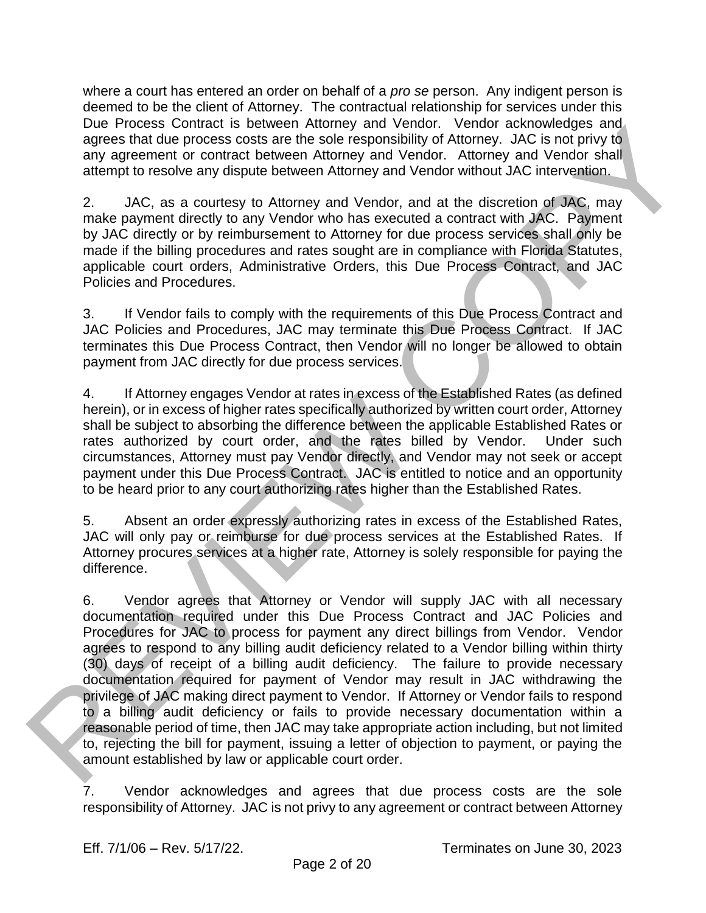where a court has entered an order on behalf of a *pro se* person. Any indigent person is deemed to be the client of Attorney. The contractual relationship for services under this Due Process Contract is between Attorney and Vendor. Vendor acknowledges and agrees that due process costs are the sole responsibility of Attorney. JAC is not privy to any agreement or contract between Attorney and Vendor. Attorney and Vendor shall attempt to resolve any dispute between Attorney and Vendor without JAC intervention.

2. JAC, as a courtesy to Attorney and Vendor, and at the discretion of JAC, may make payment directly to any Vendor who has executed a contract with JAC. Payment by JAC directly or by reimbursement to Attorney for due process services shall only be made if the billing procedures and rates sought are in compliance with Florida Statutes, applicable court orders, Administrative Orders, this Due Process Contract, and JAC Policies and Procedures.

3. If Vendor fails to comply with the requirements of this Due Process Contract and JAC Policies and Procedures, JAC may terminate this Due Process Contract. If JAC terminates this Due Process Contract, then Vendor will no longer be allowed to obtain payment from JAC directly for due process services.

4. If Attorney engages Vendor at rates in excess of the Established Rates (as defined herein), or in excess of higher rates specifically authorized by written court order, Attorney shall be subject to absorbing the difference between the applicable Established Rates or rates authorized by court order, and the rates billed by Vendor. Under such circumstances, Attorney must pay Vendor directly, and Vendor may not seek or accept payment under this Due Process Contract. JAC is entitled to notice and an opportunity to be heard prior to any court authorizing rates higher than the Established Rates.

5. Absent an order expressly authorizing rates in excess of the Established Rates, JAC will only pay or reimburse for due process services at the Established Rates. If Attorney procures services at a higher rate, Attorney is solely responsible for paying the difference.

6. Vendor agrees that Attorney or Vendor will supply JAC with all necessary documentation required under this Due Process Contract and JAC Policies and Procedures for JAC to process for payment any direct billings from Vendor. Vendor agrees to respond to any billing audit deficiency related to a Vendor billing within thirty (30) days of receipt of a billing audit deficiency. The failure to provide necessary documentation required for payment of Vendor may result in JAC withdrawing the privilege of JAC making direct payment to Vendor. If Attorney or Vendor fails to respond to a billing audit deficiency or fails to provide necessary documentation within a reasonable period of time, then JAC may take appropriate action including, but not limited to, rejecting the bill for payment, issuing a letter of objection to payment, or paying the amount established by law or applicable court order.

7. Vendor acknowledges and agrees that due process costs are the sole responsibility of Attorney. JAC is not privy to any agreement or contract between Attorney

Eff. 7/1/06 – Rev. 5/17/22. Terminates on June 30, 2023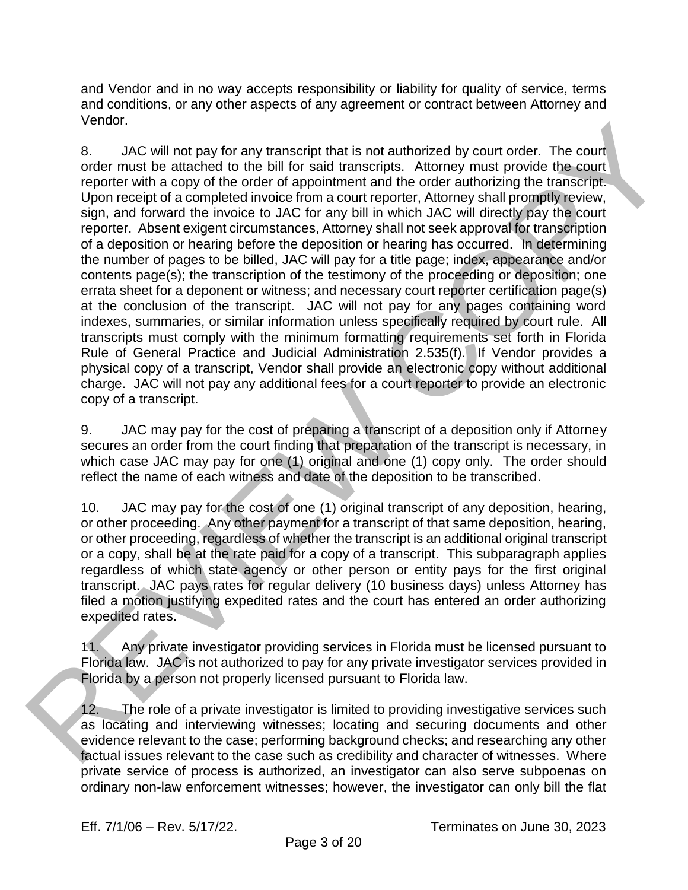and Vendor and in no way accepts responsibility or liability for quality of service, terms and conditions, or any other aspects of any agreement or contract between Attorney and Vendor.

8. JAC will not pay for any transcript that is not authorized by court order. The court order must be attached to the bill for said transcripts. Attorney must provide the court reporter with a copy of the order of appointment and the order authorizing the transcript. Upon receipt of a completed invoice from a court reporter, Attorney shall promptly review, sign, and forward the invoice to JAC for any bill in which JAC will directly pay the court reporter. Absent exigent circumstances, Attorney shall not seek approval for transcription of a deposition or hearing before the deposition or hearing has occurred. In determining the number of pages to be billed, JAC will pay for a title page; index, appearance and/or contents page(s); the transcription of the testimony of the proceeding or deposition; one errata sheet for a deponent or witness; and necessary court reporter certification page(s) at the conclusion of the transcript. JAC will not pay for any pages containing word indexes, summaries, or similar information unless specifically required by court rule. All transcripts must comply with the minimum formatting requirements set forth in Florida Rule of General Practice and Judicial Administration 2.535(f). If Vendor provides a physical copy of a transcript, Vendor shall provide an electronic copy without additional charge. JAC will not pay any additional fees for a court reporter to provide an electronic copy of a transcript.

9. JAC may pay for the cost of preparing a transcript of a deposition only if Attorney secures an order from the court finding that preparation of the transcript is necessary, in which case JAC may pay for one (1) original and one (1) copy only. The order should reflect the name of each witness and date of the deposition to be transcribed.

10. JAC may pay for the cost of one (1) original transcript of any deposition, hearing, or other proceeding. Any other payment for a transcript of that same deposition, hearing, or other proceeding, regardless of whether the transcript is an additional original transcript or a copy, shall be at the rate paid for a copy of a transcript. This subparagraph applies regardless of which state agency or other person or entity pays for the first original transcript. JAC pays rates for regular delivery (10 business days) unless Attorney has filed a motion justifying expedited rates and the court has entered an order authorizing expedited rates.

11. Any private investigator providing services in Florida must be licensed pursuant to Florida law. JAC is not authorized to pay for any private investigator services provided in Florida by a person not properly licensed pursuant to Florida law.

12. The role of a private investigator is limited to providing investigative services such as locating and interviewing witnesses; locating and securing documents and other evidence relevant to the case; performing background checks; and researching any other factual issues relevant to the case such as credibility and character of witnesses. Where private service of process is authorized, an investigator can also serve subpoenas on ordinary non-law enforcement witnesses; however, the investigator can only bill the flat

Eff. 7/1/06 – Rev. 5/17/22. Terminates on June 30, 2023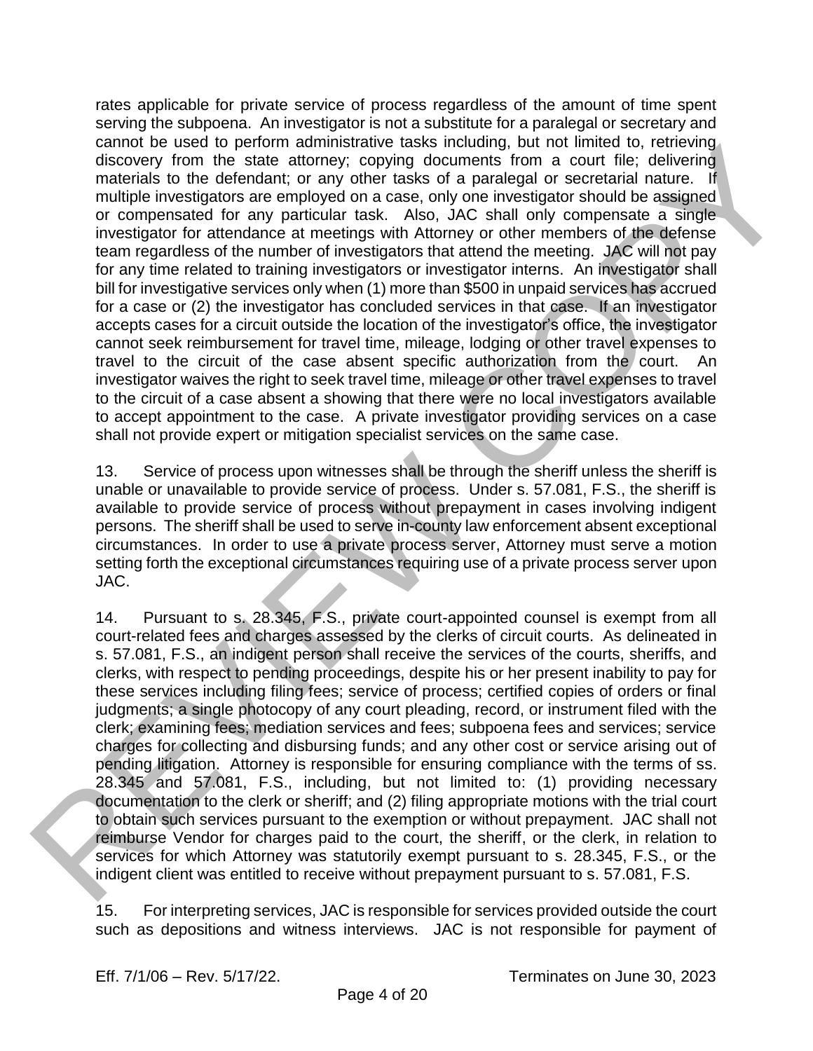rates applicable for private service of process regardless of the amount of time spent serving the subpoena. An investigator is not a substitute for a paralegal or secretary and cannot be used to perform administrative tasks including, but not limited to, retrieving discovery from the state attorney; copying documents from a court file; delivering materials to the defendant; or any other tasks of a paralegal or secretarial nature. If multiple investigators are employed on a case, only one investigator should be assigned or compensated for any particular task. Also, JAC shall only compensate a single investigator for attendance at meetings with Attorney or other members of the defense team regardless of the number of investigators that attend the meeting. JAC will not pay for any time related to training investigators or investigator interns. An investigator shall bill for investigative services only when (1) more than $500 in unpaid services has accrued for a case or (2) the investigator has concluded services in that case. If an investigator accepts cases for a circuit outside the location of the investigator's office, the investigator cannot seek reimbursement for travel time, mileage, lodging or other travel expenses to travel to the circuit of the case absent specific authorization from the court. An investigator waives the right to seek travel time, mileage or other travel expenses to travel to the circuit of a case absent a showing that there were no local investigators available to accept appointment to the case. A private investigator providing services on a case shall not provide expert or mitigation specialist services on the same case.

13. Service of process upon witnesses shall be through the sheriff unless the sheriff is unable or unavailable to provide service of process. Under s. 57.081, F.S., the sheriff is available to provide service of process without prepayment in cases involving indigent persons. The sheriff shall be used to serve in-county law enforcement absent exceptional circumstances. In order to use a private process server, Attorney must serve a motion setting forth the exceptional circumstances requiring use of a private process server upon JAC.

14. Pursuant to s. 28.345, F.S., private court-appointed counsel is exempt from all court-related fees and charges assessed by the clerks of circuit courts. As delineated in s. 57.081, F.S., an indigent person shall receive the services of the courts, sheriffs, and clerks, with respect to pending proceedings, despite his or her present inability to pay for these services including filing fees; service of process; certified copies of orders or final judgments; a single photocopy of any court pleading, record, or instrument filed with the clerk; examining fees; mediation services and fees; subpoena fees and services; service charges for collecting and disbursing funds; and any other cost or service arising out of pending litigation. Attorney is responsible for ensuring compliance with the terms of ss. 28.345 and 57.081, F.S., including, but not limited to: (1) providing necessary documentation to the clerk or sheriff; and (2) filing appropriate motions with the trial court to obtain such services pursuant to the exemption or without prepayment. JAC shall not reimburse Vendor for charges paid to the court, the sheriff, or the clerk, in relation to services for which Attorney was statutorily exempt pursuant to s. 28.345, F.S., or the indigent client was entitled to receive without prepayment pursuant to s. 57.081, F.S.

15. For interpreting services, JAC is responsible for services provided outside the court such as depositions and witness interviews. JAC is not responsible for payment of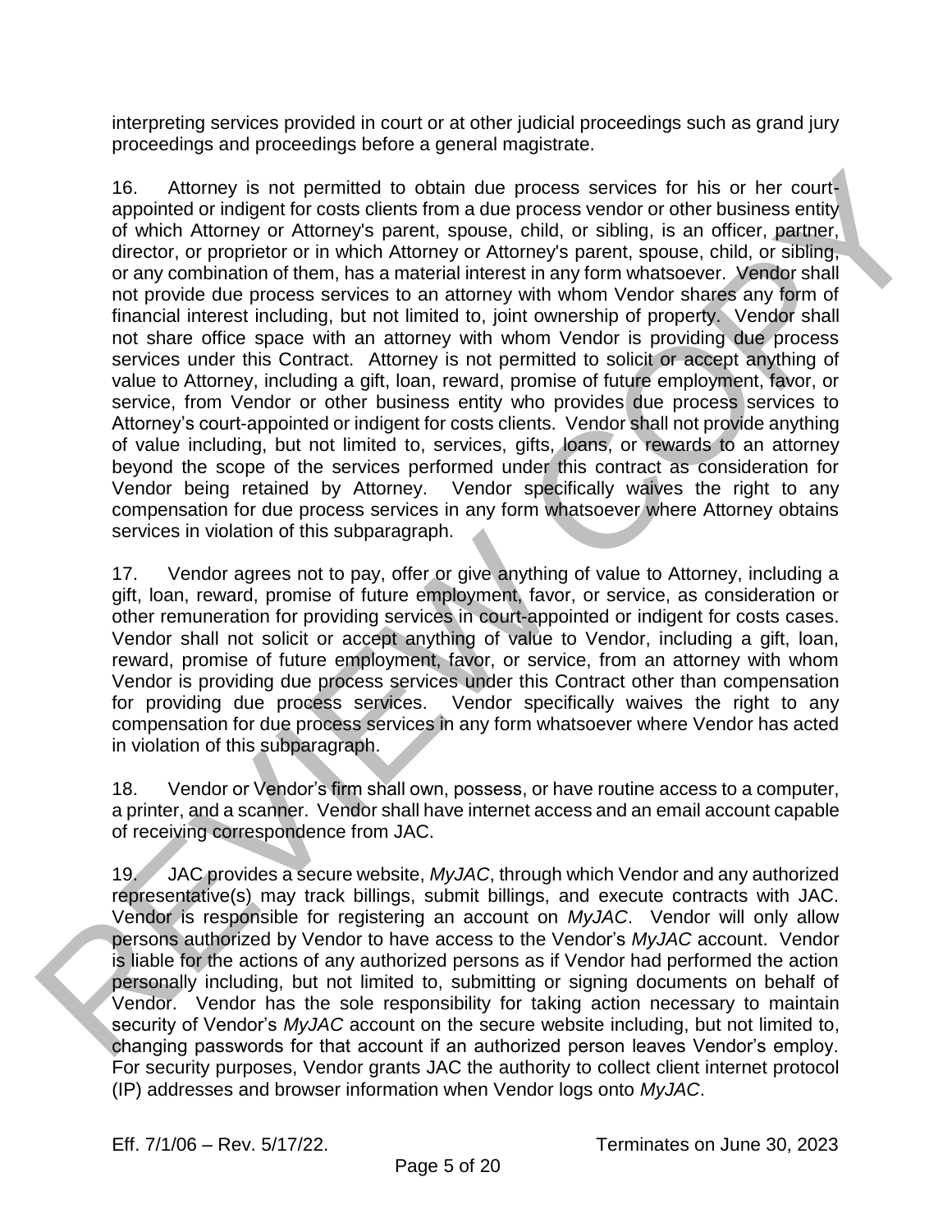interpreting services provided in court or at other judicial proceedings such as grand jury proceedings and proceedings before a general magistrate.

16. Attorney is not permitted to obtain due process services for his or her court-appointed or indigent for costs clients from a due process vendor or other business entity of which Attorney or Attorney's parent, spouse, child, or sibling, is an officer, partner, director, or proprietor or in which Attorney or Attorney's parent, spouse, child, or sibling, or any combination of them, has a material interest in any form whatsoever. Vendor shall not provide due process services to an attorney with whom Vendor shares any form of financial interest including, but not limited to, joint ownership of property. Vendor shall not share office space with an attorney with whom Vendor is providing due process services under this Contract. Attorney is not permitted to solicit or accept anything of value to Attorney, including a gift, loan, reward, promise of future employment, favor, or service, from Vendor or other business entity who provides due process services to Attorney's court-appointed or indigent for costs clients. Vendor shall not provide anything of value including, but not limited to, services, gifts, loans, or rewards to an attorney beyond the scope of the services performed under this contract as consideration for Vendor being retained by Attorney. Vendor specifically waives the right to any compensation for due process services in any form whatsoever where Attorney obtains services in violation of this subparagraph.

17. Vendor agrees not to pay, offer or give anything of value to Attorney, including a gift, loan, reward, promise of future employment, favor, or service, as consideration or other remuneration for providing services in court-appointed or indigent for costs cases. Vendor shall not solicit or accept anything of value to Vendor, including a gift, loan, reward, promise of future employment, favor, or service, from an attorney with whom Vendor is providing due process services under this Contract other than compensation for providing due process services. Vendor specifically waives the right to any compensation for due process services in any form whatsoever where Vendor has acted in violation of this subparagraph.

18. Vendor or Vendor's firm shall own, possess, or have routine access to a computer, a printer, and a scanner. Vendor shall have internet access and an email account capable of receiving correspondence from JAC.

19. JAC provides a secure website, *MyJAC*, through which Vendor and any authorized representative(s) may track billings, submit billings, and execute contracts with JAC. Vendor is responsible for registering an account on *MyJAC*. Vendor will only allow persons authorized by Vendor to have access to the Vendor's *MyJAC* account. Vendor is liable for the actions of any authorized persons as if Vendor had performed the action personally including, but not limited to, submitting or signing documents on behalf of Vendor. Vendor has the sole responsibility for taking action necessary to maintain security of Vendor's *MyJAC* account on the secure website including, but not limited to, changing passwords for that account if an authorized person leaves Vendor's employ. For security purposes, Vendor grants JAC the authority to collect client internet protocol (IP) addresses and browser information when Vendor logs onto *MyJAC*.

Eff. 7/1/06 – Rev. 5/17/22. Terminates on June 30, 2023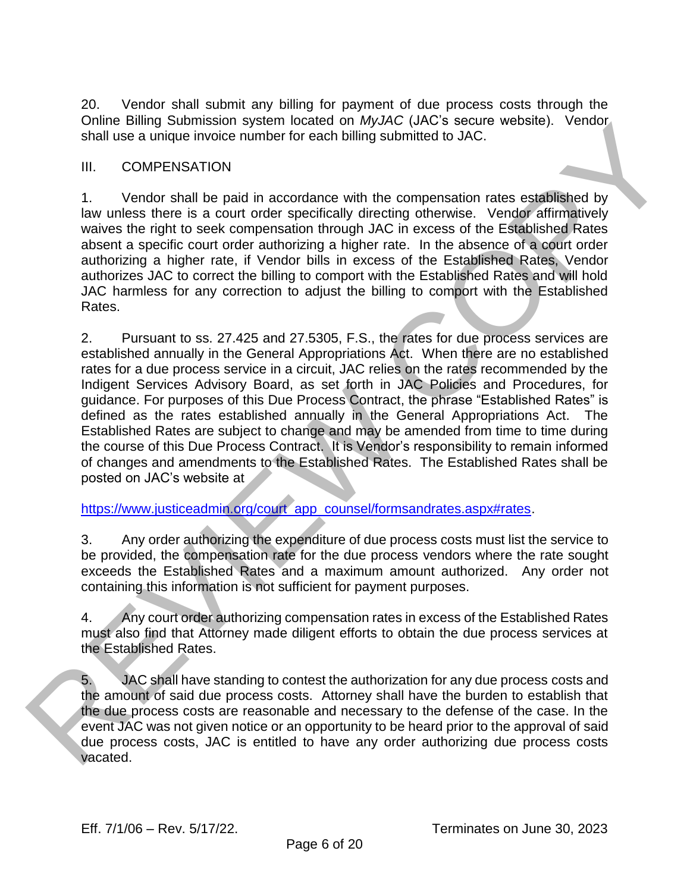20. Vendor shall submit any billing for payment of due process costs through the Online Billing Submission system located on *MyJAC* (JAC's secure website). Vendor shall use a unique invoice number for each billing submitted to JAC.

## III. COMPENSATION

1. Vendor shall be paid in accordance with the compensation rates established by law unless there is a court order specifically directing otherwise. Vendor affirmatively waives the right to seek compensation through JAC in excess of the Established Rates absent a specific court order authorizing a higher rate. In the absence of a court order authorizing a higher rate, if Vendor bills in excess of the Established Rates, Vendor authorizes JAC to correct the billing to comport with the Established Rates and will hold JAC harmless for any correction to adjust the billing to comport with the Established Rates.

2. Pursuant to ss. 27.425 and 27.5305, F.S., the rates for due process services are established annually in the General Appropriations Act. When there are no established rates for a due process service in a circuit, JAC relies on the rates recommended by the Indigent Services Advisory Board, as set forth in JAC Policies and Procedures, for guidance. For purposes of this Due Process Contract, the phrase "Established Rates" is defined as the rates established annually in the General Appropriations Act. The Established Rates are subject to change and may be amended from time to time during the course of this Due Process Contract. It is Vendor's responsibility to remain informed of changes and amendments to the Established Rates. The Established Rates shall be posted on JAC's website at

[https://www.justiceadmin.org/court_app_counsel/formsandrates.aspx#rates](https://www.justiceadmin.org/court_app_counsel/formsandrates.aspx#rates).

3. Any order authorizing the expenditure of due process costs must list the service to be provided, the compensation rate for the due process vendors where the rate sought exceeds the Established Rates and a maximum amount authorized. Any order not containing this information is not sufficient for payment purposes.

4. Any court order authorizing compensation rates in excess of the Established Rates must also find that Attorney made diligent efforts to obtain the due process services at the Established Rates.

5. JAC shall have standing to contest the authorization for any due process costs and the amount of said due process costs. Attorney shall have the burden to establish that the due process costs are reasonable and necessary to the defense of the case. In the event JAC was not given notice or an opportunity to be heard prior to the approval of said due process costs, JAC is entitled to have any order authorizing due process costs vacated.

Eff. 7/1/06 – Rev. 5/17/22. Terminates on June 30, 2023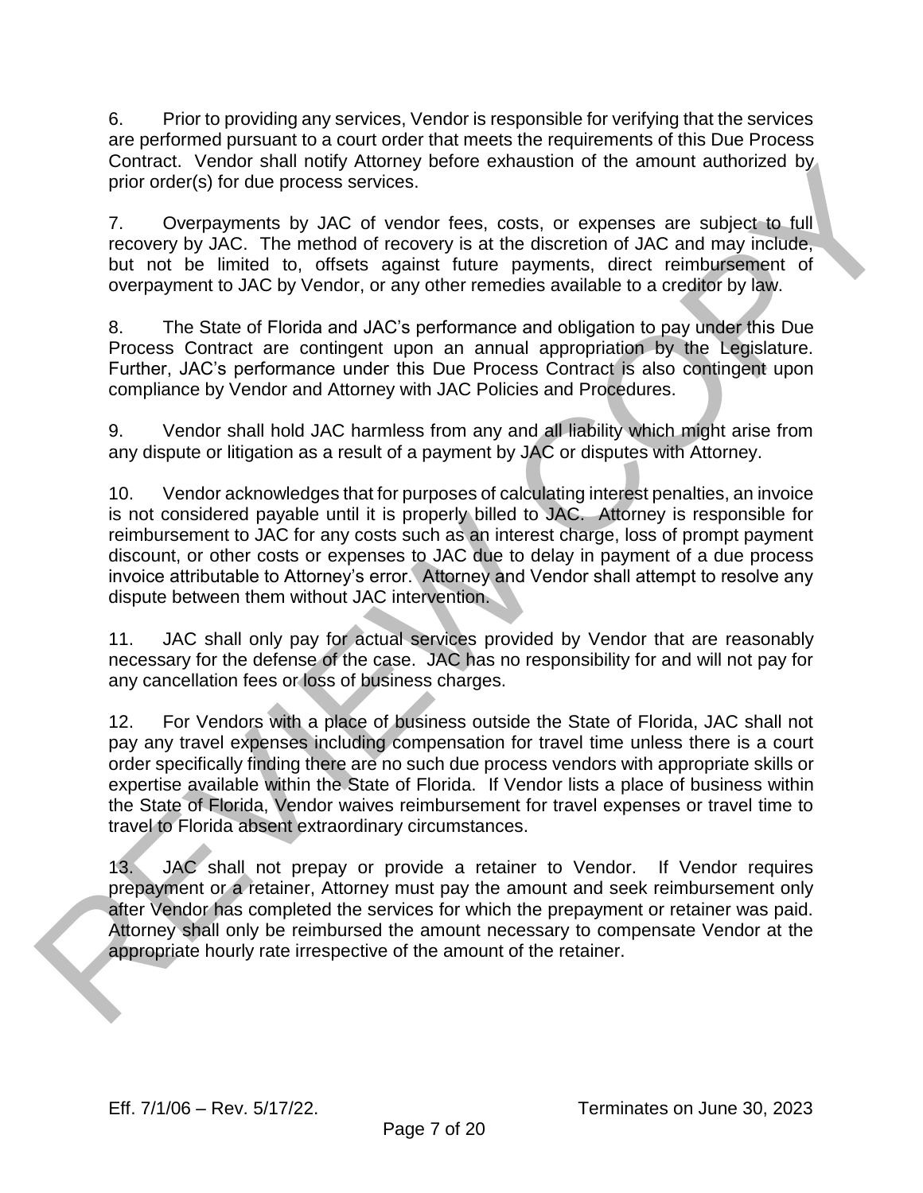6. Prior to providing any services, Vendor is responsible for verifying that the services are performed pursuant to a court order that meets the requirements of this Due Process Contract. Vendor shall notify Attorney before exhaustion of the amount authorized by prior order(s) for due process services.

7. Overpayments by JAC of vendor fees, costs, or expenses are subject to full recovery by JAC. The method of recovery is at the discretion of JAC and may include, but not be limited to, offsets against future payments, direct reimbursement of overpayment to JAC by Vendor, or any other remedies available to a creditor by law.

8. The State of Florida and JAC's performance and obligation to pay under this Due Process Contract are contingent upon an annual appropriation by the Legislature. Further, JAC's performance under this Due Process Contract is also contingent upon compliance by Vendor and Attorney with JAC Policies and Procedures.

9. Vendor shall hold JAC harmless from any and all liability which might arise from any dispute or litigation as a result of a payment by JAC or disputes with Attorney.

10. Vendor acknowledges that for purposes of calculating interest penalties, an invoice is not considered payable until it is properly billed to JAC. Attorney is responsible for reimbursement to JAC for any costs such as an interest charge, loss of prompt payment discount, or other costs or expenses to JAC due to delay in payment of a due process invoice attributable to Attorney's error. Attorney and Vendor shall attempt to resolve any dispute between them without JAC intervention.

11. JAC shall only pay for actual services provided by Vendor that are reasonably necessary for the defense of the case. JAC has no responsibility for and will not pay for any cancellation fees or loss of business charges.

12. For Vendors with a place of business outside the State of Florida, JAC shall not pay any travel expenses including compensation for travel time unless there is a court order specifically finding there are no such due process vendors with appropriate skills or expertise available within the State of Florida. If Vendor lists a place of business within the State of Florida, Vendor waives reimbursement for travel expenses or travel time to travel to Florida absent extraordinary circumstances.

13. JAC shall not prepay or provide a retainer to Vendor. If Vendor requires prepayment or a retainer, Attorney must pay the amount and seek reimbursement only after Vendor has completed the services for which the prepayment or retainer was paid. Attorney shall only be reimbursed the amount necessary to compensate Vendor at the appropriate hourly rate irrespective of the amount of the retainer.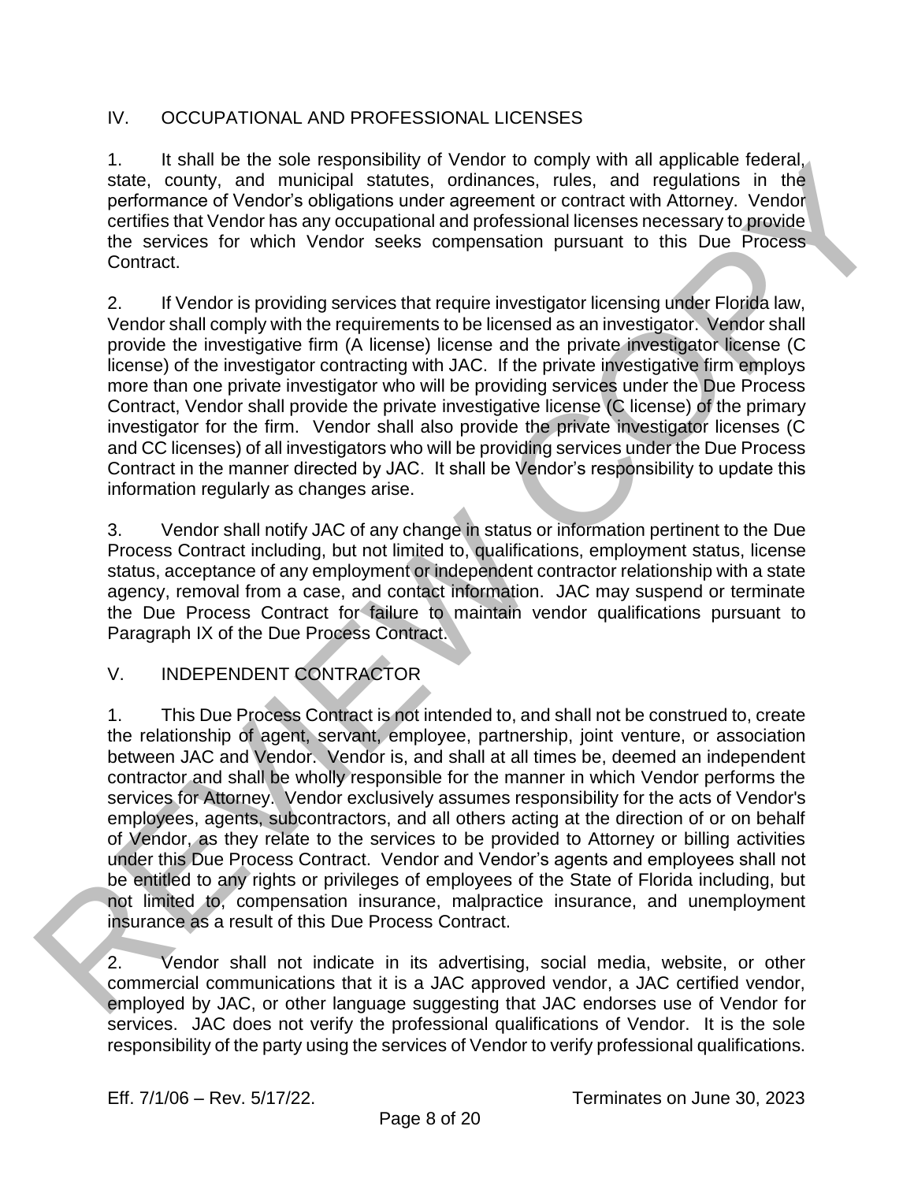## IV. OCCUPATIONAL AND PROFESSIONAL LICENSES

1. It shall be the sole responsibility of Vendor to comply with all applicable federal, state, county, and municipal statutes, ordinances, rules, and regulations in the performance of Vendor's obligations under agreement or contract with Attorney. Vendor certifies that Vendor has any occupational and professional licenses necessary to provide the services for which Vendor seeks compensation pursuant to this Due Process Contract.

2. If Vendor is providing services that require investigator licensing under Florida law, Vendor shall comply with the requirements to be licensed as an investigator. Vendor shall provide the investigative firm (A license) license and the private investigator license (C license) of the investigator contracting with JAC. If the private investigative firm employs more than one private investigator who will be providing services under the Due Process Contract, Vendor shall provide the private investigative license (C license) of the primary investigator for the firm. Vendor shall also provide the private investigator licenses (C and CC licenses) of all investigators who will be providing services under the Due Process Contract in the manner directed by JAC. It shall be Vendor's responsibility to update this information regularly as changes arise.

3. Vendor shall notify JAC of any change in status or information pertinent to the Due Process Contract including, but not limited to, qualifications, employment status, license status, acceptance of any employment or independent contractor relationship with a state agency, removal from a case, and contact information. JAC may suspend or terminate the Due Process Contract for failure to maintain vendor qualifications pursuant to Paragraph IX of the Due Process Contract.

## V. INDEPENDENT CONTRACTOR

1. This Due Process Contract is not intended to, and shall not be construed to, create the relationship of agent, servant, employee, partnership, joint venture, or association between JAC and Vendor. Vendor is, and shall at all times be, deemed an independent contractor and shall be wholly responsible for the manner in which Vendor performs the services for Attorney. Vendor exclusively assumes responsibility for the acts of Vendor's employees, agents, subcontractors, and all others acting at the direction of or on behalf of Vendor, as they relate to the services to be provided to Attorney or billing activities under this Due Process Contract. Vendor and Vendor's agents and employees shall not be entitled to any rights or privileges of employees of the State of Florida including, but not limited to, compensation insurance, malpractice insurance, and unemployment insurance as a result of this Due Process Contract.

2. Vendor shall not indicate in its advertising, social media, website, or other commercial communications that it is a JAC approved vendor, a JAC certified vendor, employed by JAC, or other language suggesting that JAC endorses use of Vendor for services. JAC does not verify the professional qualifications of Vendor. It is the sole responsibility of the party using the services of Vendor to verify professional qualifications.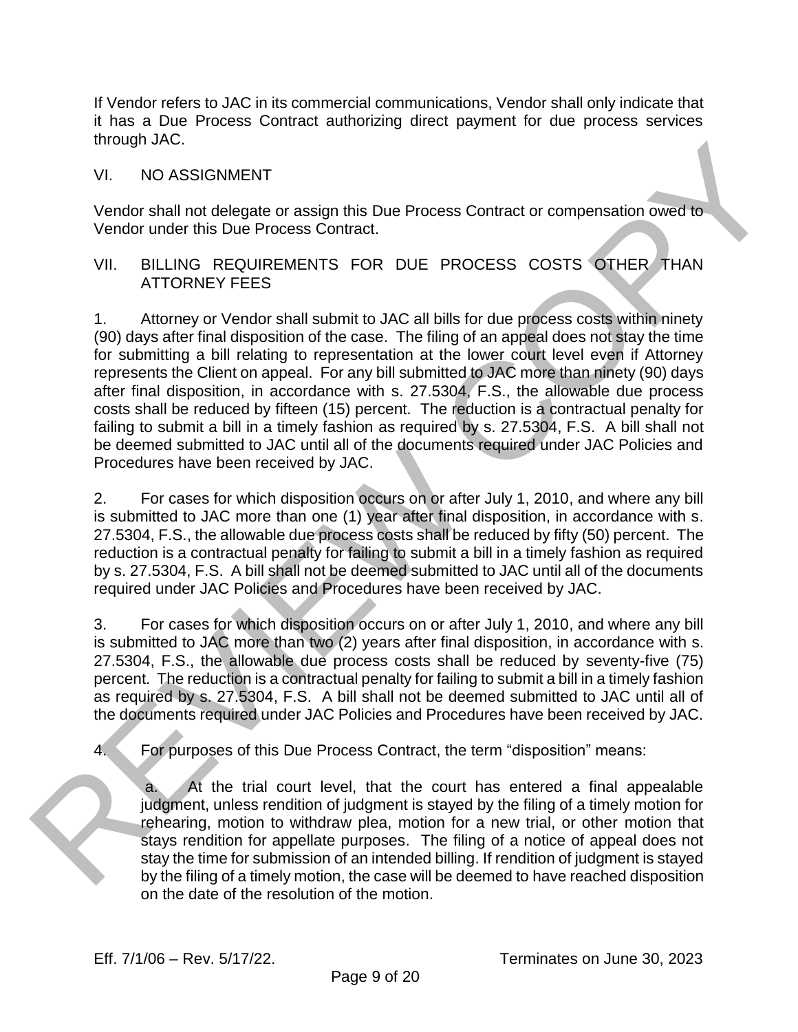If Vendor refers to JAC in its commercial communications, Vendor shall only indicate that it has a Due Process Contract authorizing direct payment for due process services through JAC.

## VI. NO ASSIGNMENT

Vendor shall not delegate or assign this Due Process Contract or compensation owed to Vendor under this Due Process Contract.

## VII. BILLING REQUIREMENTS FOR DUE PROCESS COSTS OTHER THAN ATTORNEY FEES

1. Attorney or Vendor shall submit to JAC all bills for due process costs within ninety (90) days after final disposition of the case. The filing of an appeal does not stay the time for submitting a bill relating to representation at the lower court level even if Attorney represents the Client on appeal. For any bill submitted to JAC more than ninety (90) days after final disposition, in accordance with s. 27.5304, F.S., the allowable due process costs shall be reduced by fifteen (15) percent. The reduction is a contractual penalty for failing to submit a bill in a timely fashion as required by s. 27.5304, F.S. A bill shall not be deemed submitted to JAC until all of the documents required under JAC Policies and Procedures have been received by JAC.

2. For cases for which disposition occurs on or after July 1, 2010, and where any bill is submitted to JAC more than one (1) year after final disposition, in accordance with s. 27.5304, F.S., the allowable due process costs shall be reduced by fifty (50) percent. The reduction is a contractual penalty for failing to submit a bill in a timely fashion as required by s. 27.5304, F.S. A bill shall not be deemed submitted to JAC until all of the documents required under JAC Policies and Procedures have been received by JAC.

3. For cases for which disposition occurs on or after July 1, 2010, and where any bill is submitted to JAC more than two (2) years after final disposition, in accordance with s. 27.5304, F.S., the allowable due process costs shall be reduced by seventy-five (75) percent. The reduction is a contractual penalty for failing to submit a bill in a timely fashion as required by s. 27.5304, F.S. A bill shall not be deemed submitted to JAC until all of the documents required under JAC Policies and Procedures have been received by JAC.

4. For purposes of this Due Process Contract, the term "disposition" means:

   a. At the trial court level, that the court has entered a final appealable judgment, unless rendition of judgment is stayed by the filing of a timely motion for rehearing, motion to withdraw plea, motion for a new trial, or other motion that stays rendition for appellate purposes. The filing of a notice of appeal does not stay the time for submission of an intended billing. If rendition of judgment is stayed by the filing of a timely motion, the case will be deemed to have reached disposition on the date of the resolution of the motion.

Eff. 7/1/06 – Rev. 5/17/22. Terminates on June 30, 2023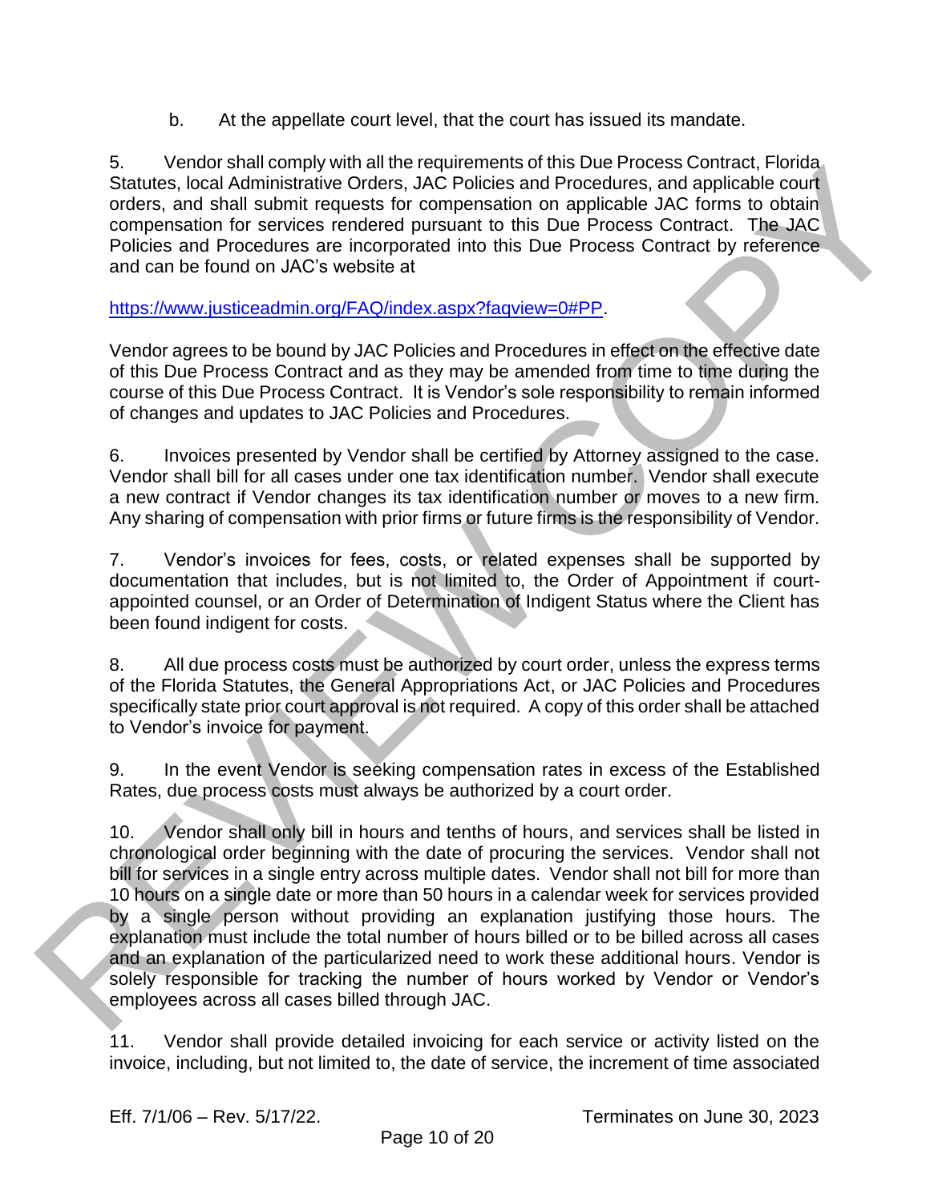b. At the appellate court level, that the court has issued its mandate.

5. Vendor shall comply with all the requirements of this Due Process Contract, Florida Statutes, local Administrative Orders, JAC Policies and Procedures, and applicable court orders, and shall submit requests for compensation on applicable JAC forms to obtain compensation for services rendered pursuant to this Due Process Contract. The JAC Policies and Procedures are incorporated into this Due Process Contract by reference and can be found on JAC's website at

https://www.justiceadmin.org/FAQ/index.aspx?faqview=0#PP.

Vendor agrees to be bound by JAC Policies and Procedures in effect on the effective date of this Due Process Contract and as they may be amended from time to time during the course of this Due Process Contract. It is Vendor's sole responsibility to remain informed of changes and updates to JAC Policies and Procedures.

6. Invoices presented by Vendor shall be certified by Attorney assigned to the case. Vendor shall bill for all cases under one tax identification number. Vendor shall execute a new contract if Vendor changes its tax identification number or moves to a new firm. Any sharing of compensation with prior firms or future firms is the responsibility of Vendor.

7. Vendor's invoices for fees, costs, or related expenses shall be supported by documentation that includes, but is not limited to, the Order of Appointment if court-appointed counsel, or an Order of Determination of Indigent Status where the Client has been found indigent for costs.

8. All due process costs must be authorized by court order, unless the express terms of the Florida Statutes, the General Appropriations Act, or JAC Policies and Procedures specifically state prior court approval is not required. A copy of this order shall be attached to Vendor's invoice for payment.

9. In the event Vendor is seeking compensation rates in excess of the Established Rates, due process costs must always be authorized by a court order.

10. Vendor shall only bill in hours and tenths of hours, and services shall be listed in chronological order beginning with the date of procuring the services. Vendor shall not bill for services in a single entry across multiple dates. Vendor shall not bill for more than 10 hours on a single date or more than 50 hours in a calendar week for services provided by a single person without providing an explanation justifying those hours. The explanation must include the total number of hours billed or to be billed across all cases and an explanation of the particularized need to work these additional hours. Vendor is solely responsible for tracking the number of hours worked by Vendor or Vendor's employees across all cases billed through JAC.

11. Vendor shall provide detailed invoicing for each service or activity listed on the invoice, including, but not limited to, the date of service, the increment of time associated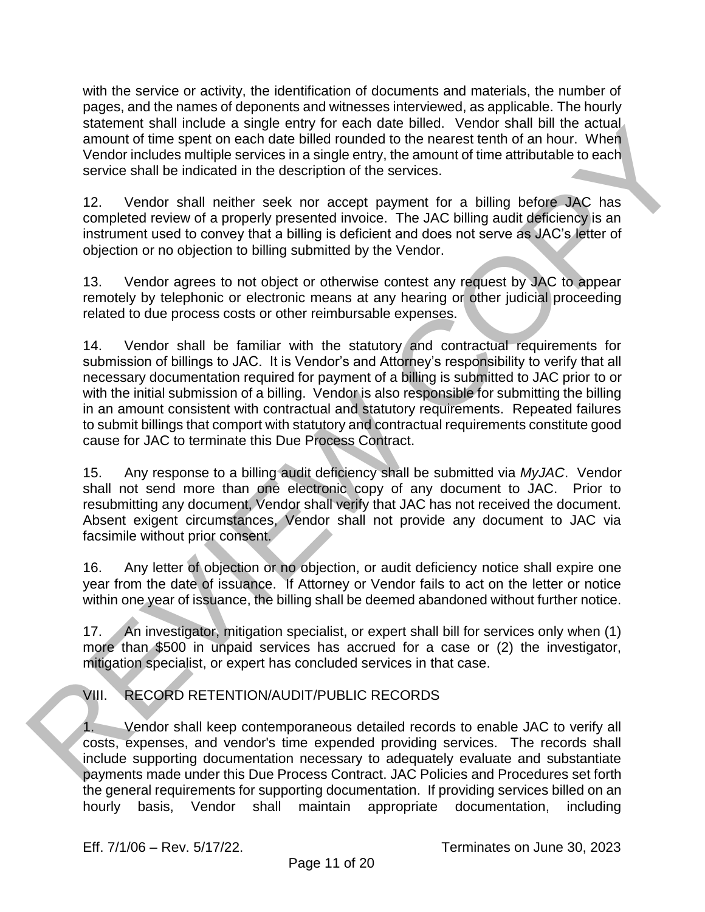with the service or activity, the identification of documents and materials, the number of pages, and the names of deponents and witnesses interviewed, as applicable. The hourly statement shall include a single entry for each date billed. Vendor shall bill the actual amount of time spent on each date billed rounded to the nearest tenth of an hour. When Vendor includes multiple services in a single entry, the amount of time attributable to each service shall be indicated in the description of the services.

12. Vendor shall neither seek nor accept payment for a billing before JAC has completed review of a properly presented invoice. The JAC billing audit deficiency is an instrument used to convey that a billing is deficient and does not serve as JAC's letter of objection or no objection to billing submitted by the Vendor.

13. Vendor agrees to not object or otherwise contest any request by JAC to appear remotely by telephonic or electronic means at any hearing or other judicial proceeding related to due process costs or other reimbursable expenses.

14. Vendor shall be familiar with the statutory and contractual requirements for submission of billings to JAC. It is Vendor's and Attorney's responsibility to verify that all necessary documentation required for payment of a billing is submitted to JAC prior to or with the initial submission of a billing. Vendor is also responsible for submitting the billing in an amount consistent with contractual and statutory requirements. Repeated failures to submit billings that comport with statutory and contractual requirements constitute good cause for JAC to terminate this Due Process Contract.

15. Any response to a billing audit deficiency shall be submitted via *MyJAC*. Vendor shall not send more than one electronic copy of any document to JAC. Prior to resubmitting any document, Vendor shall verify that JAC has not received the document. Absent exigent circumstances, Vendor shall not provide any document to JAC via facsimile without prior consent.

16. Any letter of objection or no objection, or audit deficiency notice shall expire one year from the date of issuance. If Attorney or Vendor fails to act on the letter or notice within one year of issuance, the billing shall be deemed abandoned without further notice.

17. An investigator, mitigation specialist, or expert shall bill for services only when (1) more than $500 in unpaid services has accrued for a case or (2) the investigator, mitigation specialist, or expert has concluded services in that case.

## VIII. RECORD RETENTION/AUDIT/PUBLIC RECORDS

1. Vendor shall keep contemporaneous detailed records to enable JAC to verify all costs, expenses, and vendor's time expended providing services. The records shall include supporting documentation necessary to adequately evaluate and substantiate payments made under this Due Process Contract. JAC Policies and Procedures set forth the general requirements for supporting documentation. If providing services billed on an hourly basis, Vendor shall maintain appropriate documentation, including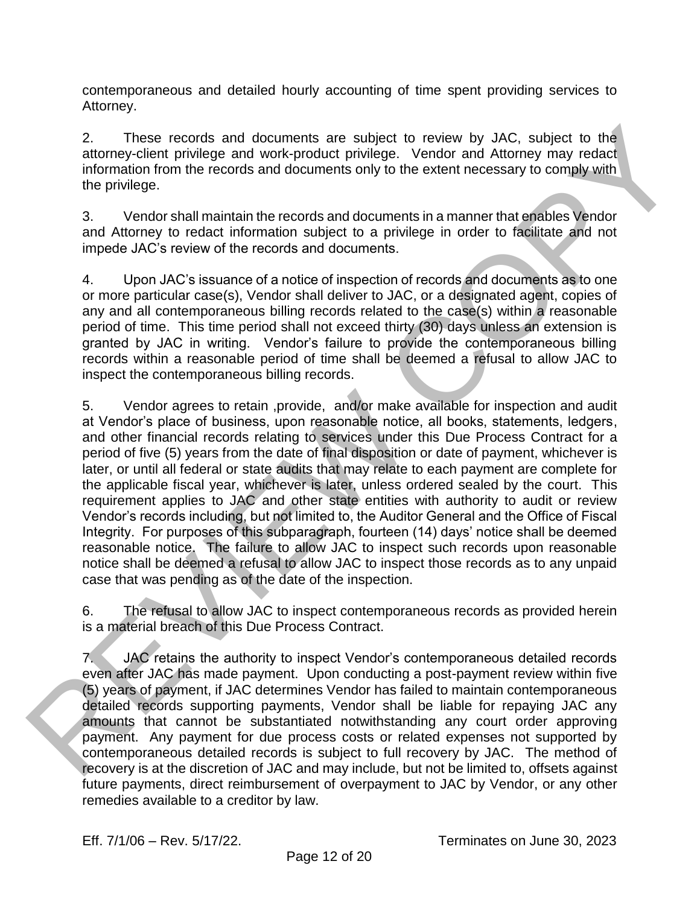contemporaneous and detailed hourly accounting of time spent providing services to Attorney.

2. These records and documents are subject to review by JAC, subject to the attorney-client privilege and work-product privilege. Vendor and Attorney may redact information from the records and documents only to the extent necessary to comply with the privilege.

3. Vendor shall maintain the records and documents in a manner that enables Vendor and Attorney to redact information subject to a privilege in order to facilitate and not impede JAC's review of the records and documents.

4. Upon JAC's issuance of a notice of inspection of records and documents as to one or more particular case(s), Vendor shall deliver to JAC, or a designated agent, copies of any and all contemporaneous billing records related to the case(s) within a reasonable period of time. This time period shall not exceed thirty (30) days unless an extension is granted by JAC in writing. Vendor's failure to provide the contemporaneous billing records within a reasonable period of time shall be deemed a refusal to allow JAC to inspect the contemporaneous billing records.

5. Vendor agrees to retain ,provide, and/or make available for inspection and audit at Vendor's place of business, upon reasonable notice, all books, statements, ledgers, and other financial records relating to services under this Due Process Contract for a period of five (5) years from the date of final disposition or date of payment, whichever is later, or until all federal or state audits that may relate to each payment are complete for the applicable fiscal year, whichever is later, unless ordered sealed by the court. This requirement applies to JAC and other state entities with authority to audit or review Vendor's records including, but not limited to, the Auditor General and the Office of Fiscal Integrity. For purposes of this subparagraph, fourteen (14) days' notice shall be deemed reasonable notice. The failure to allow JAC to inspect such records upon reasonable notice shall be deemed a refusal to allow JAC to inspect those records as to any unpaid case that was pending as of the date of the inspection.

6. The refusal to allow JAC to inspect contemporaneous records as provided herein is a material breach of this Due Process Contract.

7. JAC retains the authority to inspect Vendor's contemporaneous detailed records even after JAC has made payment. Upon conducting a post-payment review within five (5) years of payment, if JAC determines Vendor has failed to maintain contemporaneous detailed records supporting payments, Vendor shall be liable for repaying JAC any amounts that cannot be substantiated notwithstanding any court order approving payment. Any payment for due process costs or related expenses not supported by contemporaneous detailed records is subject to full recovery by JAC. The method of recovery is at the discretion of JAC and may include, but not be limited to, offsets against future payments, direct reimbursement of overpayment to JAC by Vendor, or any other remedies available to a creditor by law.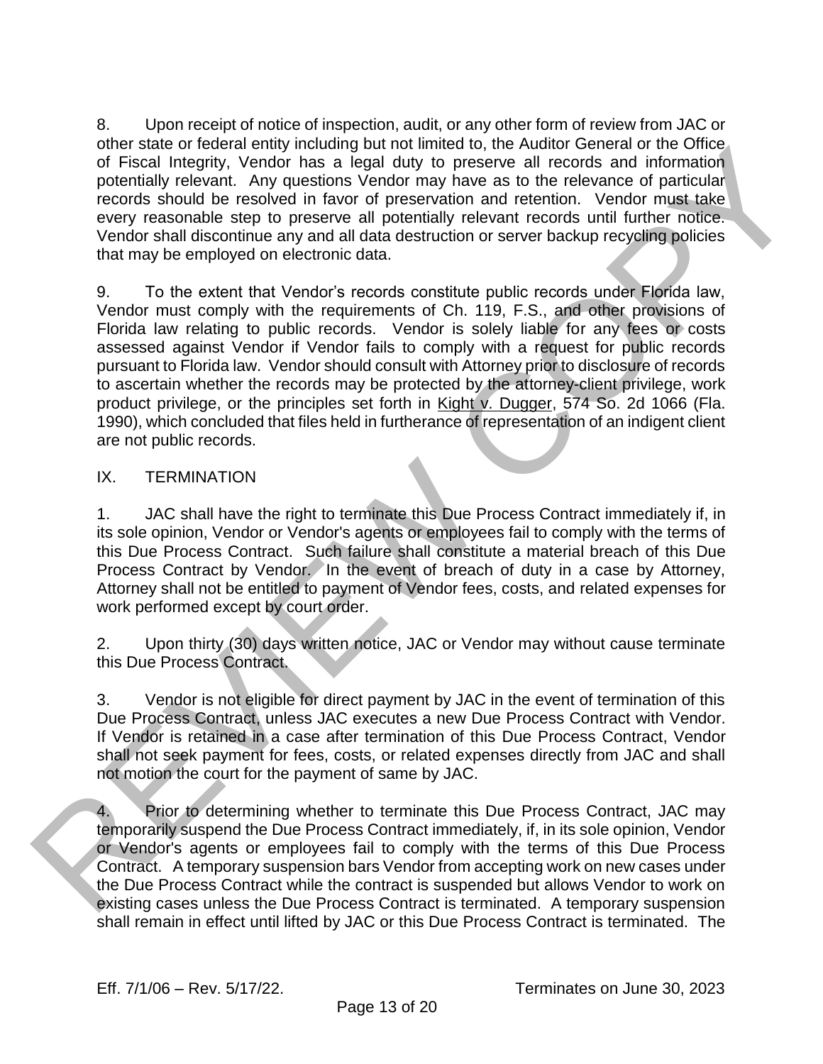8. Upon receipt of notice of inspection, audit, or any other form of review from JAC or other state or federal entity including but not limited to, the Auditor General or the Office of Fiscal Integrity, Vendor has a legal duty to preserve all records and information potentially relevant. Any questions Vendor may have as to the relevance of particular records should be resolved in favor of preservation and retention. Vendor must take every reasonable step to preserve all potentially relevant records until further notice. Vendor shall discontinue any and all data destruction or server backup recycling policies that may be employed on electronic data.

9. To the extent that Vendor's records constitute public records under Florida law, Vendor must comply with the requirements of Ch. 119, F.S., and other provisions of Florida law relating to public records. Vendor is solely liable for any fees or costs assessed against Vendor if Vendor fails to comply with a request for public records pursuant to Florida law. Vendor should consult with Attorney prior to disclosure of records to ascertain whether the records may be protected by the attorney-client privilege, work product privilege, or the principles set forth in Kight v. Dugger, 574 So. 2d 1066 (Fla. 1990), which concluded that files held in furtherance of representation of an indigent client are not public records.

## IX. TERMINATION

1. JAC shall have the right to terminate this Due Process Contract immediately if, in its sole opinion, Vendor or Vendor's agents or employees fail to comply with the terms of this Due Process Contract. Such failure shall constitute a material breach of this Due Process Contract by Vendor. In the event of breach of duty in a case by Attorney, Attorney shall not be entitled to payment of Vendor fees, costs, and related expenses for work performed except by court order.

2. Upon thirty (30) days written notice, JAC or Vendor may without cause terminate this Due Process Contract.

3. Vendor is not eligible for direct payment by JAC in the event of termination of this Due Process Contract, unless JAC executes a new Due Process Contract with Vendor. If Vendor is retained in a case after termination of this Due Process Contract, Vendor shall not seek payment for fees, costs, or related expenses directly from JAC and shall not motion the court for the payment of same by JAC.

4. Prior to determining whether to terminate this Due Process Contract, JAC may temporarily suspend the Due Process Contract immediately, if, in its sole opinion, Vendor or Vendor's agents or employees fail to comply with the terms of this Due Process Contract. A temporary suspension bars Vendor from accepting work on new cases under the Due Process Contract while the contract is suspended but allows Vendor to work on existing cases unless the Due Process Contract is terminated. A temporary suspension shall remain in effect until lifted by JAC or this Due Process Contract is terminated. The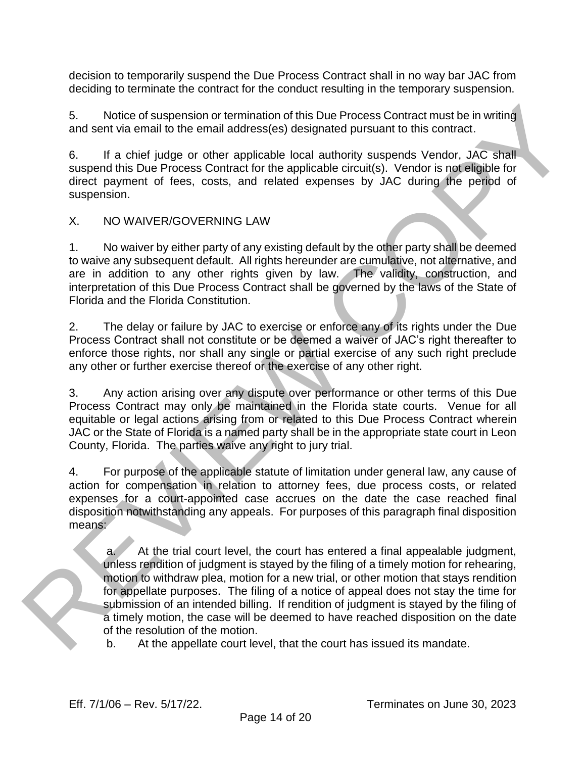decision to temporarily suspend the Due Process Contract shall in no way bar JAC from deciding to terminate the contract for the conduct resulting in the temporary suspension.

5. Notice of suspension or termination of this Due Process Contract must be in writing and sent via email to the email address(es) designated pursuant to this contract.

6. If a chief judge or other applicable local authority suspends Vendor, JAC shall suspend this Due Process Contract for the applicable circuit(s). Vendor is not eligible for direct payment of fees, costs, and related expenses by JAC during the period of suspension.

## X. NO WAIVER/GOVERNING LAW

1. No waiver by either party of any existing default by the other party shall be deemed to waive any subsequent default. All rights hereunder are cumulative, not alternative, and are in addition to any other rights given by law. The validity, construction, and interpretation of this Due Process Contract shall be governed by the laws of the State of Florida and the Florida Constitution.

2. The delay or failure by JAC to exercise or enforce any of its rights under the Due Process Contract shall not constitute or be deemed a waiver of JAC's right thereafter to enforce those rights, nor shall any single or partial exercise of any such right preclude any other or further exercise thereof or the exercise of any other right.

3. Any action arising over any dispute over performance or other terms of this Due Process Contract may only be maintained in the Florida state courts. Venue for all equitable or legal actions arising from or related to this Due Process Contract wherein JAC or the State of Florida is a named party shall be in the appropriate state court in Leon County, Florida. The parties waive any right to jury trial.

4. For purpose of the applicable statute of limitation under general law, any cause of action for compensation in relation to attorney fees, due process costs, or related expenses for a court-appointed case accrues on the date the case reached final disposition notwithstanding any appeals. For purposes of this paragraph final disposition means:

   a. At the trial court level, the court has entered a final appealable judgment, unless rendition of judgment is stayed by the filing of a timely motion for rehearing, motion to withdraw plea, motion for a new trial, or other motion that stays rendition for appellate purposes. The filing of a notice of appeal does not stay the time for submission of an intended billing. If rendition of judgment is stayed by the filing of a timely motion, the case will be deemed to have reached disposition on the date of the resolution of the motion.

   b. At the appellate court level, that the court has issued its mandate.

Eff. 7/1/06 – Rev. 5/17/22. Terminates on June 30, 2023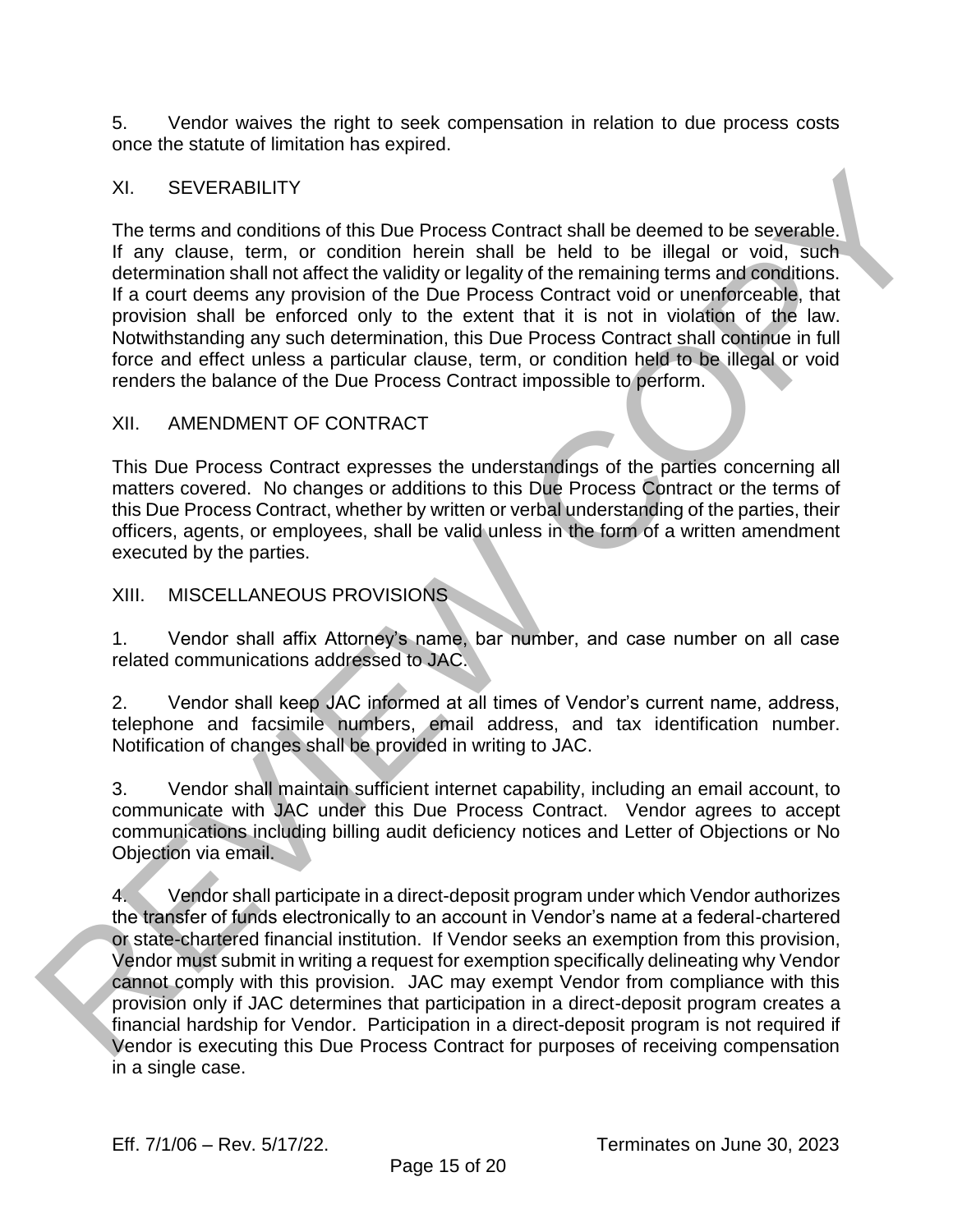5. Vendor waives the right to seek compensation in relation to due process costs once the statute of limitation has expired.

## XI. SEVERABILITY

The terms and conditions of this Due Process Contract shall be deemed to be severable. If any clause, term, or condition herein shall be held to be illegal or void, such determination shall not affect the validity or legality of the remaining terms and conditions. If a court deems any provision of the Due Process Contract void or unenforceable, that provision shall be enforced only to the extent that it is not in violation of the law. Notwithstanding any such determination, this Due Process Contract shall continue in full force and effect unless a particular clause, term, or condition held to be illegal or void renders the balance of the Due Process Contract impossible to perform.

## XII. AMENDMENT OF CONTRACT

This Due Process Contract expresses the understandings of the parties concerning all matters covered. No changes or additions to this Due Process Contract or the terms of this Due Process Contract, whether by written or verbal understanding of the parties, their officers, agents, or employees, shall be valid unless in the form of a written amendment executed by the parties.

## XIII. MISCELLANEOUS PROVISIONS

1. Vendor shall affix Attorney's name, bar number, and case number on all case related communications addressed to JAC.

2. Vendor shall keep JAC informed at all times of Vendor's current name, address, telephone and facsimile numbers, email address, and tax identification number. Notification of changes shall be provided in writing to JAC.

3. Vendor shall maintain sufficient internet capability, including an email account, to communicate with JAC under this Due Process Contract. Vendor agrees to accept communications including billing audit deficiency notices and Letter of Objections or No Objection via email.

4. Vendor shall participate in a direct-deposit program under which Vendor authorizes the transfer of funds electronically to an account in Vendor's name at a federal-chartered or state-chartered financial institution. If Vendor seeks an exemption from this provision, Vendor must submit in writing a request for exemption specifically delineating why Vendor cannot comply with this provision. JAC may exempt Vendor from compliance with this provision only if JAC determines that participation in a direct-deposit program creates a financial hardship for Vendor. Participation in a direct-deposit program is not required if Vendor is executing this Due Process Contract for purposes of receiving compensation in a single case.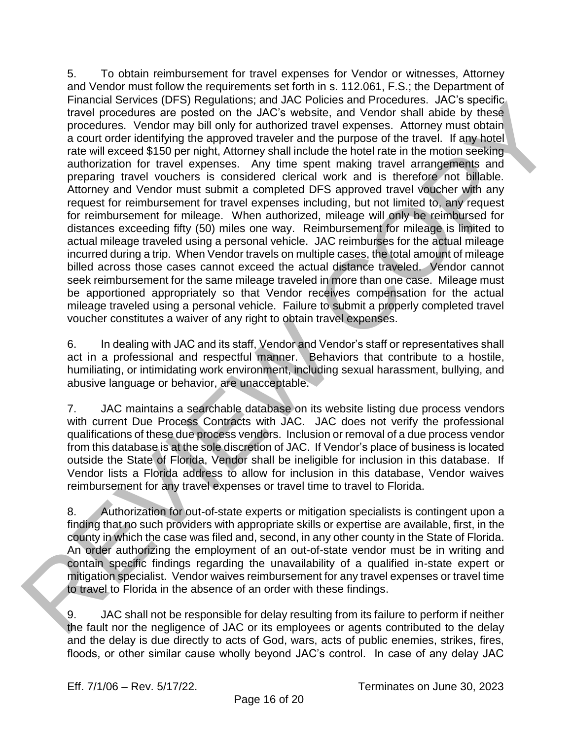5. To obtain reimbursement for travel expenses for Vendor or witnesses, Attorney and Vendor must follow the requirements set forth in s. 112.061, F.S.; the Department of Financial Services (DFS) Regulations; and JAC Policies and Procedures. JAC's specific travel procedures are posted on the JAC's website, and Vendor shall abide by these procedures. Vendor may bill only for authorized travel expenses. Attorney must obtain a court order identifying the approved traveler and the purpose of the travel. If any hotel rate will exceed $150 per night, Attorney shall include the hotel rate in the motion seeking authorization for travel expenses. Any time spent making travel arrangements and preparing travel vouchers is considered clerical work and is therefore not billable. Attorney and Vendor must submit a completed DFS approved travel voucher with any request for reimbursement for travel expenses including, but not limited to, any request for reimbursement for mileage. When authorized, mileage will only be reimbursed for distances exceeding fifty (50) miles one way. Reimbursement for mileage is limited to actual mileage traveled using a personal vehicle. JAC reimburses for the actual mileage incurred during a trip. When Vendor travels on multiple cases, the total amount of mileage billed across those cases cannot exceed the actual distance traveled. Vendor cannot seek reimbursement for the same mileage traveled in more than one case. Mileage must be apportioned appropriately so that Vendor receives compensation for the actual mileage traveled using a personal vehicle. Failure to submit a properly completed travel voucher constitutes a waiver of any right to obtain travel expenses.

6. In dealing with JAC and its staff, Vendor and Vendor's staff or representatives shall act in a professional and respectful manner. Behaviors that contribute to a hostile, humiliating, or intimidating work environment, including sexual harassment, bullying, and abusive language or behavior, are unacceptable.

7. JAC maintains a searchable database on its website listing due process vendors with current Due Process Contracts with JAC. JAC does not verify the professional qualifications of these due process vendors. Inclusion or removal of a due process vendor from this database is at the sole discretion of JAC. If Vendor's place of business is located outside the State of Florida, Vendor shall be ineligible for inclusion in this database. If Vendor lists a Florida address to allow for inclusion in this database, Vendor waives reimbursement for any travel expenses or travel time to travel to Florida.

8. Authorization for out-of-state experts or mitigation specialists is contingent upon a finding that no such providers with appropriate skills or expertise are available, first, in the county in which the case was filed and, second, in any other county in the State of Florida. An order authorizing the employment of an out-of-state vendor must be in writing and contain specific findings regarding the unavailability of a qualified in-state expert or mitigation specialist. Vendor waives reimbursement for any travel expenses or travel time to travel to Florida in the absence of an order with these findings.

9. JAC shall not be responsible for delay resulting from its failure to perform if neither the fault nor the negligence of JAC or its employees or agents contributed to the delay and the delay is due directly to acts of God, wars, acts of public enemies, strikes, fires, floods, or other similar cause wholly beyond JAC's control. In case of any delay JAC

Eff. 7/1/06 – Rev. 5/17/22. Terminates on June 30, 2023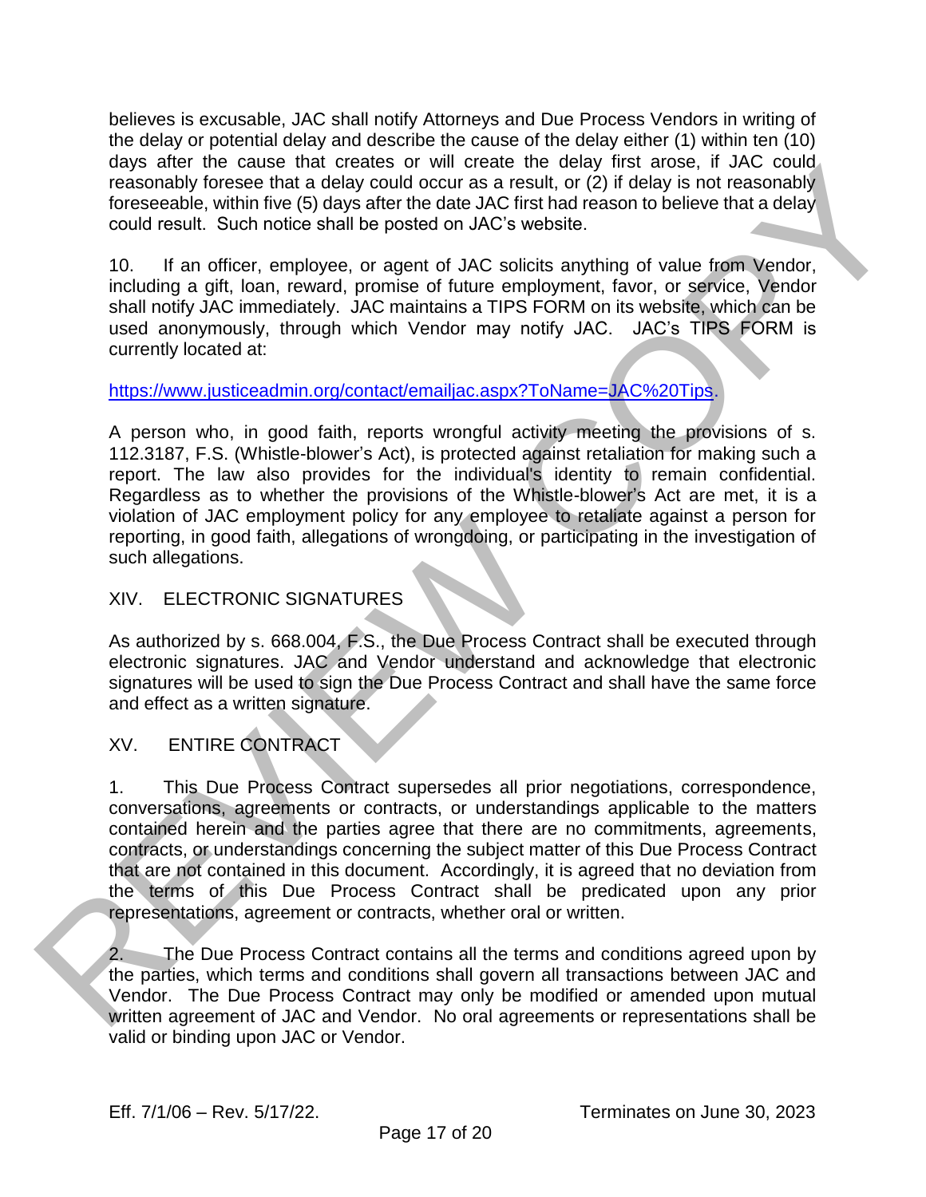believes is excusable, JAC shall notify Attorneys and Due Process Vendors in writing of the delay or potential delay and describe the cause of the delay either (1) within ten (10) days after the cause that creates or will create the delay first arose, if JAC could reasonably foresee that a delay could occur as a result, or (2) if delay is not reasonably foreseeable, within five (5) days after the date JAC first had reason to believe that a delay could result. Such notice shall be posted on JAC's website.

10. If an officer, employee, or agent of JAC solicits anything of value from Vendor, including a gift, loan, reward, promise of future employment, favor, or service, Vendor shall notify JAC immediately. JAC maintains a TIPS FORM on its website, which can be used anonymously, through which Vendor may notify JAC. JAC's TIPS FORM is currently located at:

https://www.justiceadmin.org/contact/emailjac.aspx?ToName=JAC%20Tips.

A person who, in good faith, reports wrongful activity meeting the provisions of s. 112.3187, F.S. (Whistle-blower's Act), is protected against retaliation for making such a report. The law also provides for the individual's identity to remain confidential. Regardless as to whether the provisions of the Whistle-blower's Act are met, it is a violation of JAC employment policy for any employee to retaliate against a person for reporting, in good faith, allegations of wrongdoing, or participating in the investigation of such allegations.

## XIV. ELECTRONIC SIGNATURES

As authorized by s. 668.004, F.S., the Due Process Contract shall be executed through electronic signatures. JAC and Vendor understand and acknowledge that electronic signatures will be used to sign the Due Process Contract and shall have the same force and effect as a written signature.

## XV. ENTIRE CONTRACT

1. This Due Process Contract supersedes all prior negotiations, correspondence, conversations, agreements or contracts, or understandings applicable to the matters contained herein and the parties agree that there are no commitments, agreements, contracts, or understandings concerning the subject matter of this Due Process Contract that are not contained in this document. Accordingly, it is agreed that no deviation from the terms of this Due Process Contract shall be predicated upon any prior representations, agreement or contracts, whether oral or written.

2. The Due Process Contract contains all the terms and conditions agreed upon by the parties, which terms and conditions shall govern all transactions between JAC and Vendor. The Due Process Contract may only be modified or amended upon mutual written agreement of JAC and Vendor. No oral agreements or representations shall be valid or binding upon JAC or Vendor.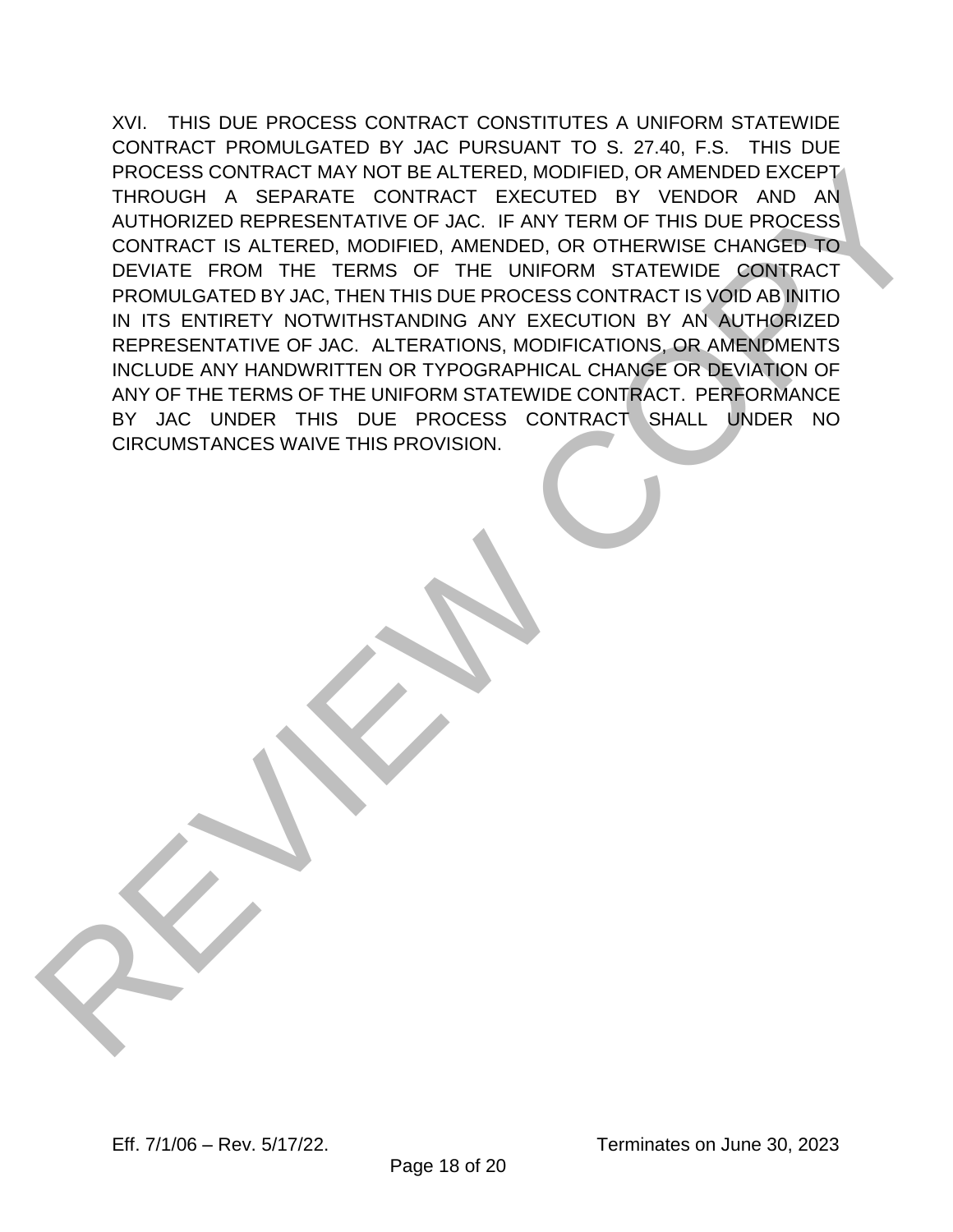XVI. THIS DUE PROCESS CONTRACT CONSTITUTES A UNIFORM STATEWIDE CONTRACT PROMULGATED BY JAC PURSUANT TO S. 27.40, F.S. THIS DUE PROCESS CONTRACT MAY NOT BE ALTERED, MODIFIED, OR AMENDED EXCEPT THROUGH A SEPARATE CONTRACT EXECUTED BY VENDOR AND AN AUTHORIZED REPRESENTATIVE OF JAC. IF ANY TERM OF THIS DUE PROCESS CONTRACT IS ALTERED, MODIFIED, AMENDED, OR OTHERWISE CHANGED TO DEVIATE FROM THE TERMS OF THE UNIFORM STATEWIDE CONTRACT PROMULGATED BY JAC, THEN THIS DUE PROCESS CONTRACT IS VOID AB INITIO IN ITS ENTIRETY NOTWITHSTANDING ANY EXECUTION BY AN AUTHORIZED REPRESENTATIVE OF JAC. ALTERATIONS, MODIFICATIONS, OR AMENDMENTS INCLUDE ANY HANDWRITTEN OR TYPOGRAPHICAL CHANGE OR DEVIATION OF ANY OF THE TERMS OF THE UNIFORM STATEWIDE CONTRACT. PERFORMANCE BY JAC UNDER THIS DUE PROCESS CONTRACT SHALL UNDER NO CIRCUMSTANCES WAIVE THIS PROVISION.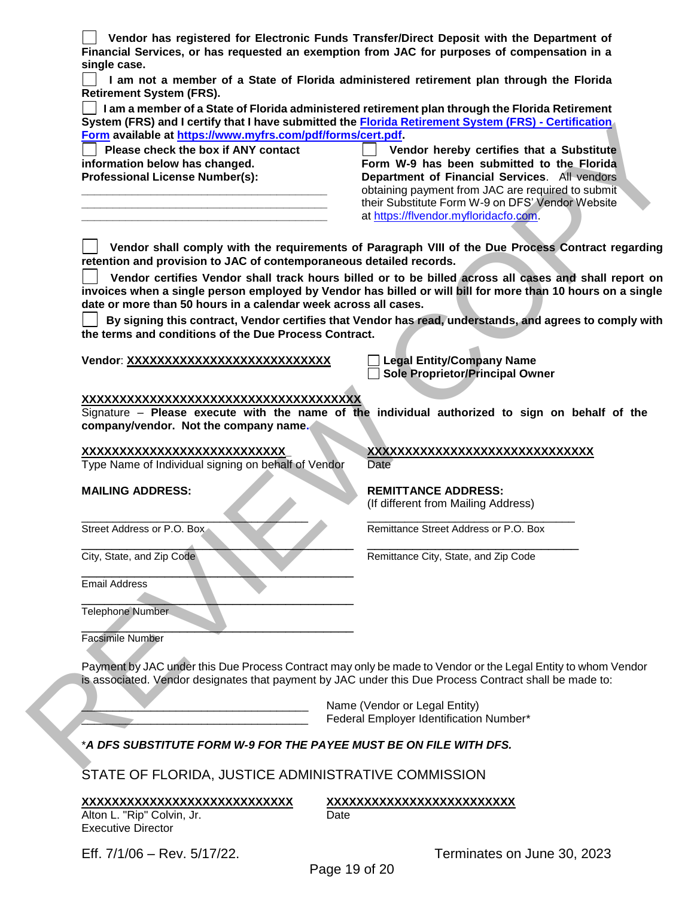☐ **Vendor has registered for Electronic Funds Transfer/Direct Deposit with the Department of Financial Services, or has requested an exemption from JAC for purposes of compensation in a single case.**

☐ **I am not a member of a State of Florida administered retirement plan through the Florida Retirement System (FRS).**

☐ **I am a member of a State of Florida administered retirement plan through the Florida Retirement System (FRS) and I certify that I have submitted the [Florida Retirement System (FRS) - Certification Form](https://www.myfrs.com/pdf/forms/cert.pdf) available at [https://www.myfrs.com/pdf/forms/cert.pdf](https://www.myfrs.com/pdf/forms/cert.pdf).**

☐ **Please check the box if ANY contact information below has changed.**

**Professional License Number(s):**

\_\_\_\_\_\_\_\_\_\_\_\_\_\_\_\_\_\_\_\_\_\_\_\_\_\_\_\_\_\_\_\_\_\_\_\_\_\_\_\_

\_\_\_\_\_\_\_\_\_\_\_\_\_\_\_\_\_\_\_\_\_\_\_\_\_\_\_\_\_\_\_\_\_\_\_\_\_\_\_\_

\_\_\_\_\_\_\_\_\_\_\_\_\_\_\_\_\_\_\_\_\_\_\_\_\_\_\_\_\_\_\_\_\_\_\_\_\_\_\_\_

☐ **Vendor hereby certifies that a Substitute Form W-9 has been submitted to the Florida Department of Financial Services**. All vendors obtaining payment from JAC are required to submit their Substitute Form W-9 on DFS' Vendor Website at [https://flvendor.myfloridacfo.com](https://flvendor.myfloridacfo.com).

☐ **Vendor shall comply with the requirements of Paragraph VIII of the Due Process Contract regarding retention and provision to JAC of contemporaneous detailed records.**

☐ **Vendor certifies Vendor shall track hours billed or to be billed across all cases and shall report on invoices when a single person employed by Vendor has billed or will bill for more than 10 hours on a single date or more than 50 hours in a calendar week across all cases.**

☐ **By signing this contract, Vendor certifies that Vendor has read, understands, and agrees to comply with the terms and conditions of the Due Process Contract.**

**Vendor**: **XXXXXXXXXXXXXXXXXXXXXXXXXX**

☐ **Legal Entity/Company Name**
☐ **Sole Proprietor/Principal Owner**

**XXXXXXXXXXXXXXXXXXXXXXXXXXXXXXXXXXXXX**
Signature – **Please execute with the name of the individual authorized to sign on behalf of the company/vendor. Not the company name.**

**XXXXXXXXXXXXXXXXXXXXXXXXXXX**
Type Name of Individual signing on behalf of Vendor

**XXXXXXXXXXXXXXXXXXXXXXXXXXXXXX**
Date

**MAILING ADDRESS:**

\_\_\_\_\_\_\_\_\_\_\_\_\_\_\_\_\_\_\_\_\_\_\_\_\_\_\_\_\_\_\_\_\_\_\_\_
Street Address or P.O. Box

\_\_\_\_\_\_\_\_\_\_\_\_\_\_\_\_\_\_\_\_\_\_\_\_\_\_\_\_\_\_\_\_\_\_\_\_
City, State, and Zip Code

\_\_\_\_\_\_\_\_\_\_\_\_\_\_\_\_\_\_\_\_\_\_\_\_\_\_\_\_\_\_\_\_\_\_\_\_
Email Address

\_\_\_\_\_\_\_\_\_\_\_\_\_\_\_\_\_\_\_\_\_\_\_\_\_\_\_\_\_\_\_\_\_\_\_\_
Telephone Number

\_\_\_\_\_\_\_\_\_\_\_\_\_\_\_\_\_\_\_\_\_\_\_\_\_\_\_\_\_\_\_\_\_\_\_\_
Facsimile Number

**REMITTANCE ADDRESS:**
(If different from Mailing Address)

\_\_\_\_\_\_\_\_\_\_\_\_\_\_\_\_\_\_\_\_\_\_\_\_\_\_\_\_\_\_\_\_\_\_\_\_
Remittance Street Address or P.O. Box

\_\_\_\_\_\_\_\_\_\_\_\_\_\_\_\_\_\_\_\_\_\_\_\_\_\_\_\_\_\_\_\_\_\_\_\_
Remittance City, State, and Zip Code

Payment by JAC under this Due Process Contract may only be made to Vendor or the Legal Entity to whom Vendor is associated. Vendor designates that payment by JAC under this Due Process Contract shall be made to:

\_\_\_\_\_\_\_\_\_\_\_\_\_\_\_\_\_\_\_\_\_\_\_\_\_\_\_\_\_\_\_\_\_\_\_\_ Name (Vendor or Legal Entity)

\_\_\_\_\_\_\_\_\_\_\_\_\_\_\_\_\_\_\_\_\_\_\_\_\_\_\_\_\_\_\_\_\_\_\_\_ Federal Employer Identification Number*

*\*A DFS SUBSTITUTE FORM W-9 FOR THE PAYEE MUST BE ON FILE WITH DFS.*

STATE OF FLORIDA, JUSTICE ADMINISTRATIVE COMMISSION

**XXXXXXXXXXXXXXXXXXXXXXXXXXXXX**
Alton L. "Rip" Colvin, Jr.
Executive Director

**XXXXXXXXXXXXXXXXXXXXXXXXXX**
Date

Eff. 7/1/06 – Rev. 5/17/22. Terminates on June 30, 2023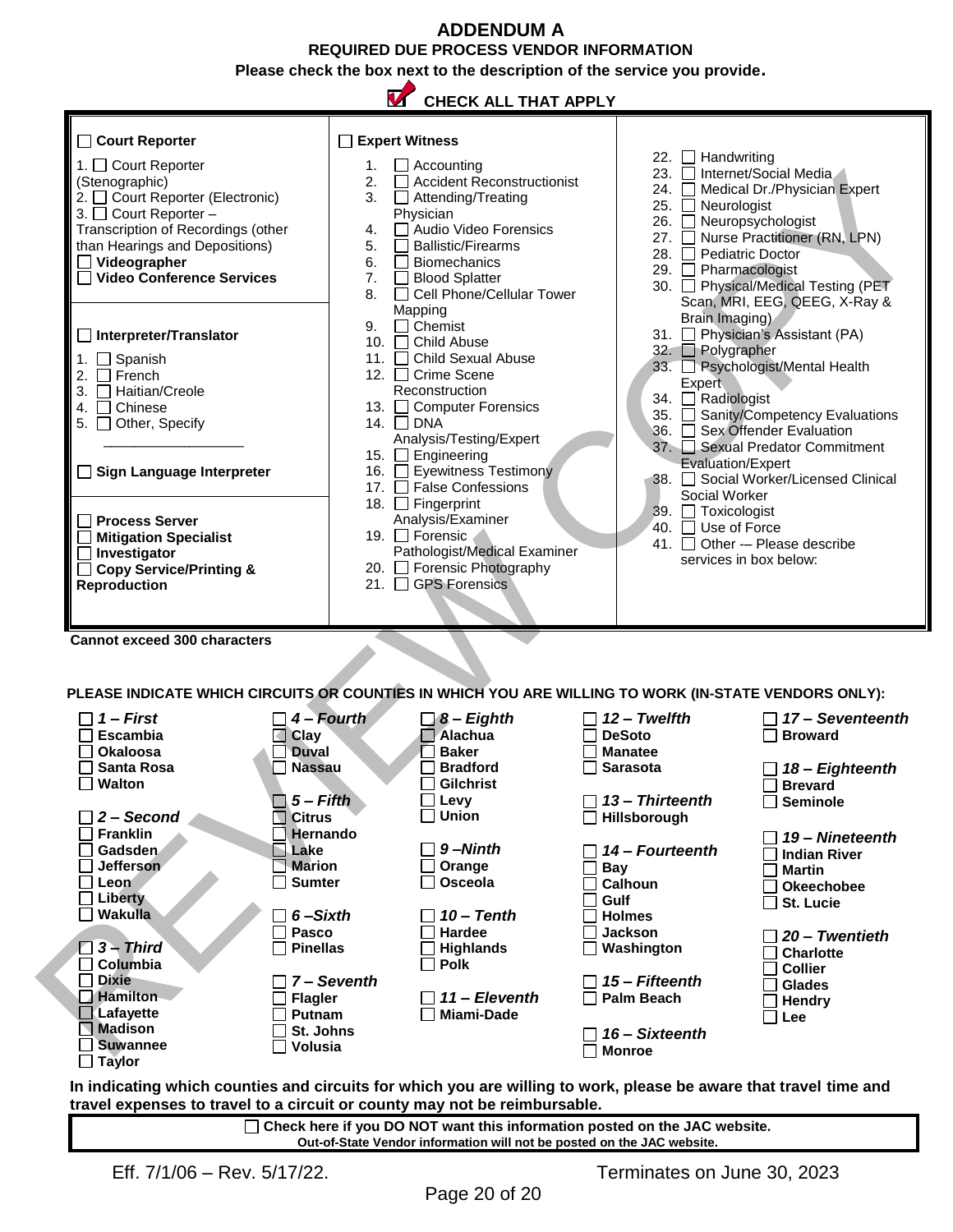# ADDENDUM A

## REQUIRED DUE PROCESS VENDOR INFORMATION

**Please check the box next to the description of the service you provide.**

**CHECK ALL THAT APPLY**

- ☐ **Court Reporter**
  1. ☐ Court Reporter (Stenographic)
  2. ☐ Court Reporter (Electronic)
  3. ☐ Court Reporter – Transcription of Recordings (other than Hearings and Depositions)
- ☐ **Videographer**
- ☐ **Video Conference Services**

- ☐ **Interpreter/Translator**
  1. ☐ Spanish
  2. ☐ French
  3. ☐ Haitian/Creole
  4. ☐ Chinese
  5. ☐ Other, Specify ___________________

- ☐ **Sign Language Interpreter**

- ☐ **Process Server**
- ☐ **Mitigation Specialist**
- ☐ **Investigator**
- ☐ **Copy Service/Printing & Reproduction**

- ☐ **Expert Witness**
  1. ☐ Accounting
  2. ☐ Accident Reconstructionist
  3. ☐ Attending/Treating Physician
  4. ☐ Audio Video Forensics
  5. ☐ Ballistic/Firearms
  6. ☐ Biomechanics
  7. ☐ Blood Splatter
  8. ☐ Cell Phone/Cellular Tower Mapping
  9. ☐ Chemist
  10. ☐ Child Abuse
  11. ☐ Child Sexual Abuse
  12. ☐ Crime Scene Reconstruction
  13. ☐ Computer Forensics
  14. ☐ DNA Analysis/Testing/Expert
  15. ☐ Engineering
  16. ☐ Eyewitness Testimony
  17. ☐ False Confessions
  18. ☐ Fingerprint Analysis/Examiner
  19. ☐ Forensic Pathologist/Medical Examiner
  20. ☐ Forensic Photography
  21. ☐ GPS Forensics
  22. ☐ Handwriting
  23. ☐ Internet/Social Media
  24. ☐ Medical Dr./Physician Expert
  25. ☐ Neurologist
  26. ☐ Neuropsychologist
  27. ☐ Nurse Practitioner (RN, LPN)
  28. ☐ Pediatric Doctor
  29. ☐ Pharmacologist
  30. ☐ Physical/Medical Testing (PET Scan, MRI, EEG, QEEG, X-Ray & Brain Imaging)
  31. ☐ Physician's Assistant (PA)
  32. ☐ Polygrapher
  33. ☐ Psychologist/Mental Health Expert
  34. ☐ Radiologist
  35. ☐ Sanity/Competency Evaluations
  36. ☐ Sex Offender Evaluation
  37. ☐ Sexual Predator Commitment Evaluation/Expert
  38. ☐ Social Worker/Licensed Clinical Social Worker
  39. ☐ Toxicologist
  40. ☐ Use of Force
  41. ☐ Other -– Please describe services in box below:

**Cannot exceed 300 characters**

**PLEASE INDICATE WHICH CIRCUITS OR COUNTIES IN WHICH YOU ARE WILLING TO WORK (IN-STATE VENDORS ONLY):**

- ☐ ***1 – First***: ☐ Escambia ☐ Okaloosa ☐ Santa Rosa ☐ Walton
- ☐ ***2 – Second***: ☐ Franklin ☐ Gadsden ☐ Jefferson ☐ Leon ☐ Liberty ☐ Wakulla
- ☐ ***3 – Third***: ☐ Columbia ☐ Dixie ☐ Hamilton ☐ Lafayette ☐ Madison ☐ Suwannee ☐ Taylor
- ☐ ***4 – Fourth***: ☐ Clay ☐ Duval ☐ Nassau
- ☐ ***5 – Fifth***: ☐ Citrus ☐ Hernando ☐ Lake ☐ Marion ☐ Sumter
- ☐ ***6 –Sixth***: ☐ Pasco ☐ Pinellas
- ☐ ***7 – Seventh***: ☐ Flagler ☐ Putnam ☐ St. Johns ☐ Volusia
- ☐ ***8 – Eighth***: ☐ Alachua ☐ Baker ☐ Bradford ☐ Gilchrist ☐ Levy ☐ Union
- ☐ ***9 –Ninth***: ☐ Orange ☐ Osceola
- ☐ ***10 – Tenth***: ☐ Hardee ☐ Highlands ☐ Polk
- ☐ ***11 – Eleventh***: ☐ Miami-Dade
- ☐ ***12 – Twelfth***: ☐ DeSoto ☐ Manatee ☐ Sarasota
- ☐ ***13 – Thirteenth***: ☐ Hillsborough
- ☐ ***14 – Fourteenth***: ☐ Bay ☐ Calhoun ☐ Gulf ☐ Holmes ☐ Jackson ☐ Washington
- ☐ ***15 – Fifteenth***: ☐ Palm Beach
- ☐ ***16 – Sixteenth***: ☐ Monroe
- ☐ ***17 – Seventeenth***: ☐ Broward
- ☐ ***18 – Eighteenth***: ☐ Brevard ☐ Seminole
- ☐ ***19 – Nineteenth***: ☐ Indian River ☐ Martin ☐ Okeechobee ☐ St. Lucie
- ☐ ***20 – Twentieth***: ☐ Charlotte ☐ Collier ☐ Glades ☐ Hendry ☐ Lee

**In indicating which counties and circuits for which you are willing to work, please be aware that travel time and travel expenses to travel to a circuit or county may not be reimbursable.**

☐ **Check here if you DO NOT want this information posted on the JAC website.**
**Out-of-State Vendor information will not be posted on the JAC website.**

Eff. 7/1/06 – Rev. 5/17/22. Terminates on June 30, 2023